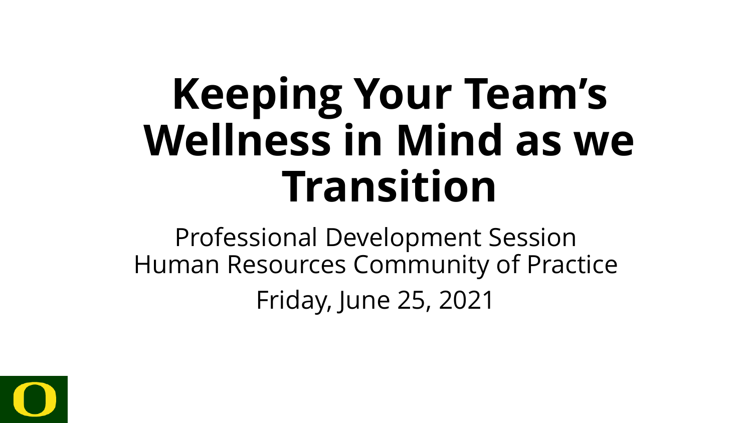# Keeping Your Team's Wellness in Mind as we Transition

Professional Development Session
Human Resources Community of Practice

Friday, June 25, 2021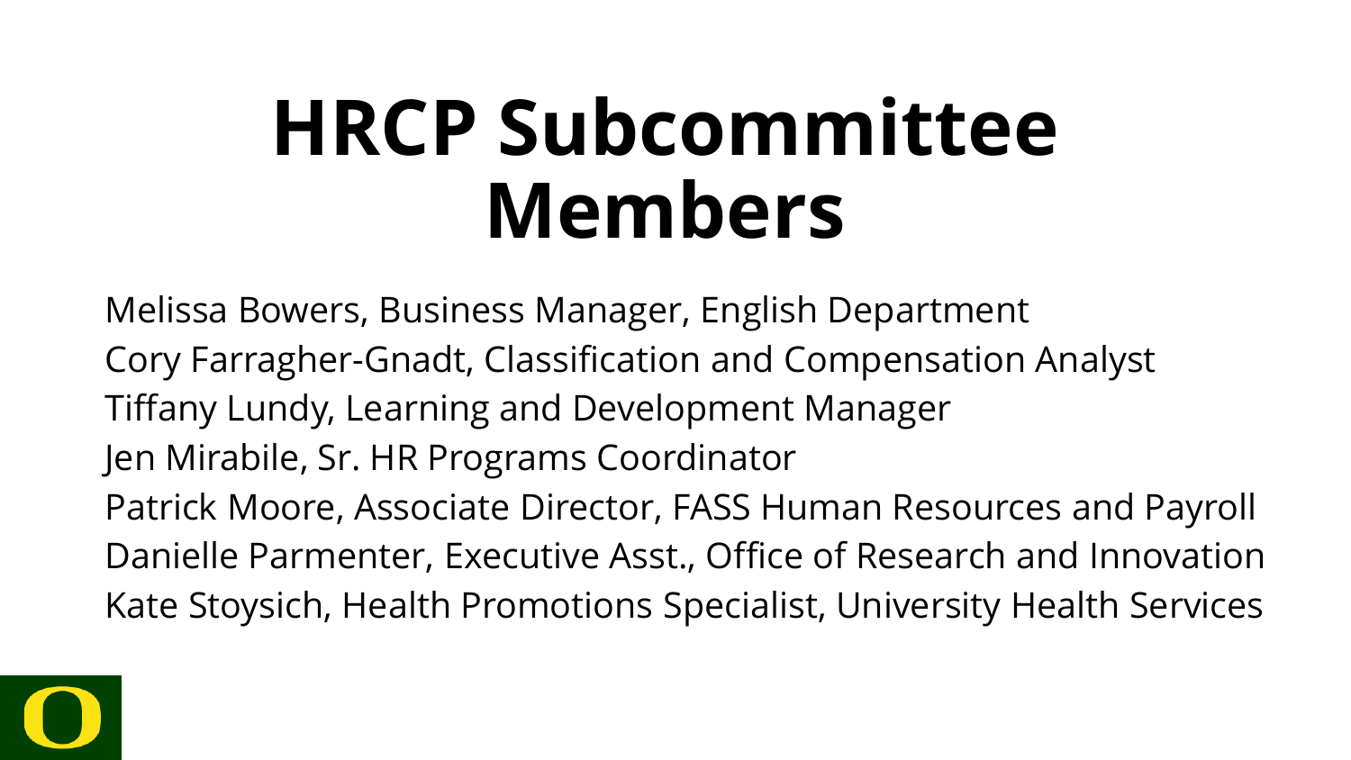# HRCP Subcommittee Members

Melissa Bowers, Business Manager, English Department
Cory Farragher-Gnadt, Classification and Compensation Analyst
Tiffany Lundy, Learning and Development Manager
Jen Mirabile, Sr. HR Programs Coordinator
Patrick Moore, Associate Director, FASS Human Resources and Payroll
Danielle Parmenter, Executive Asst., Office of Research and Innovation
Kate Stoysich, Health Promotions Specialist, University Health Services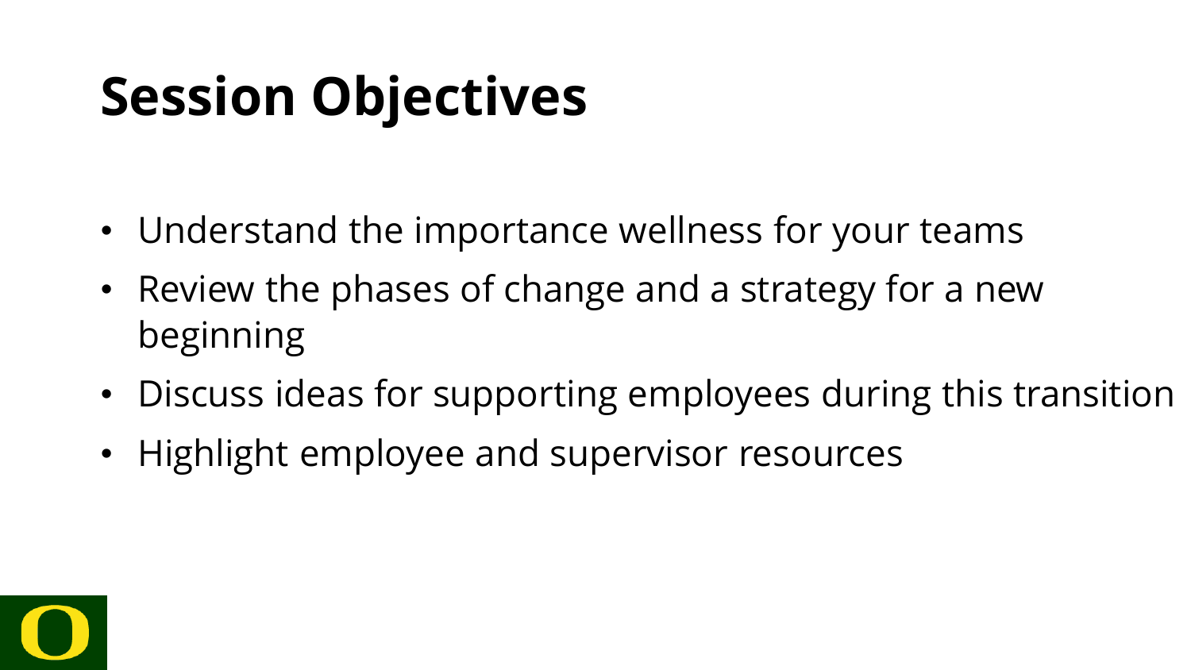# Session Objectives

- Understand the importance wellness for your teams
- Review the phases of change and a strategy for a new beginning
- Discuss ideas for supporting employees during this transition
- Highlight employee and supervisor resources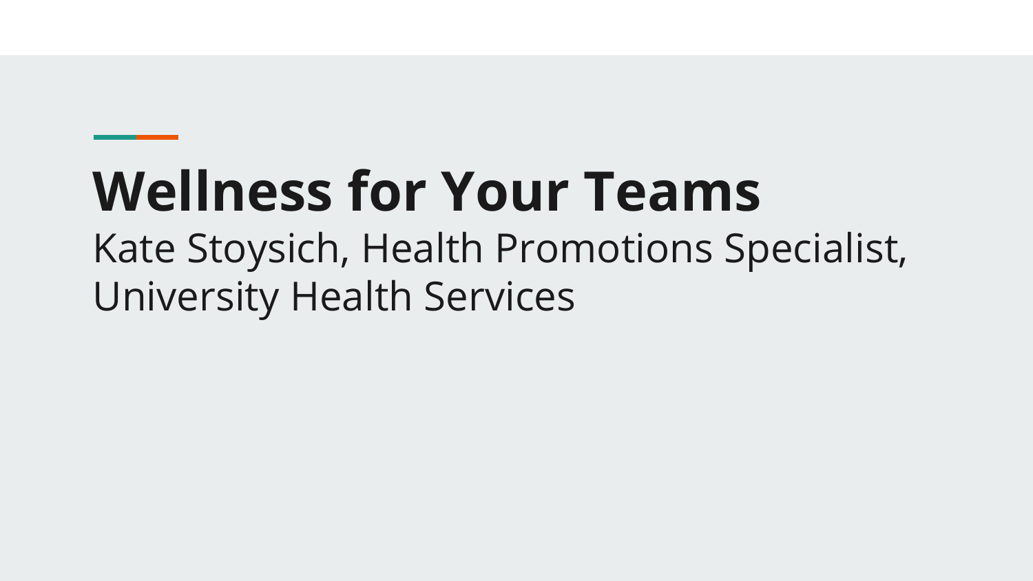# Wellness for Your Teams

Kate Stoysich, Health Promotions Specialist, University Health Services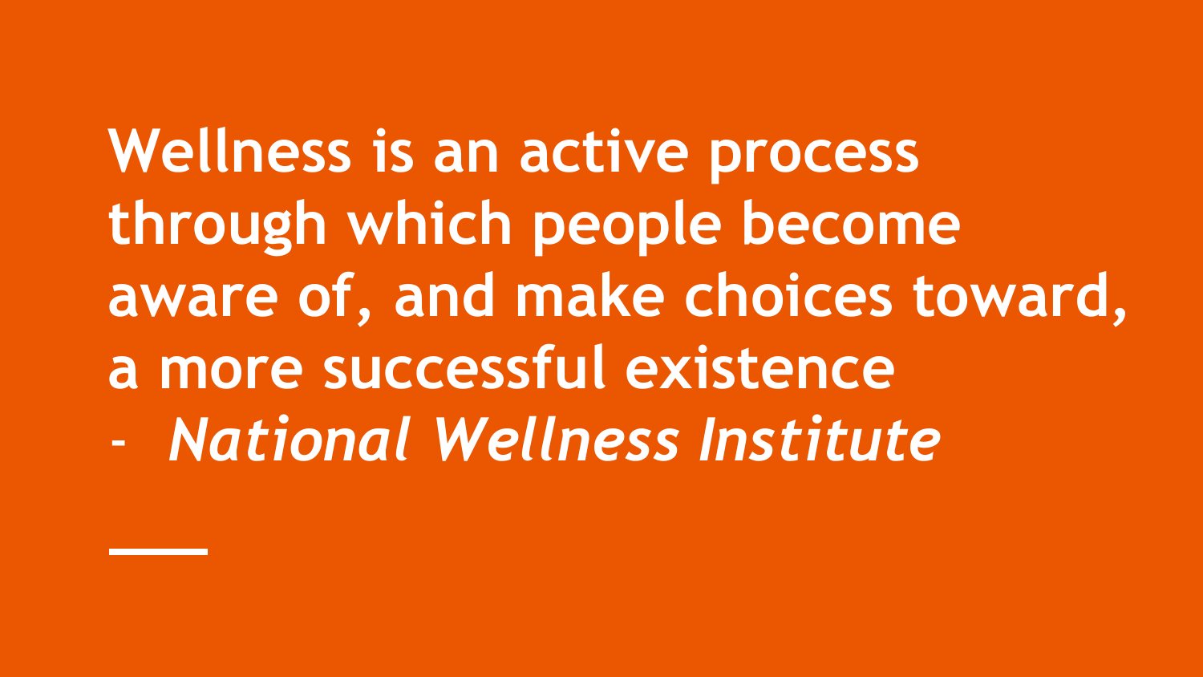**Wellness is an active process through which people become aware of, and make choices toward, a more successful existence**

- *National Wellness Institute*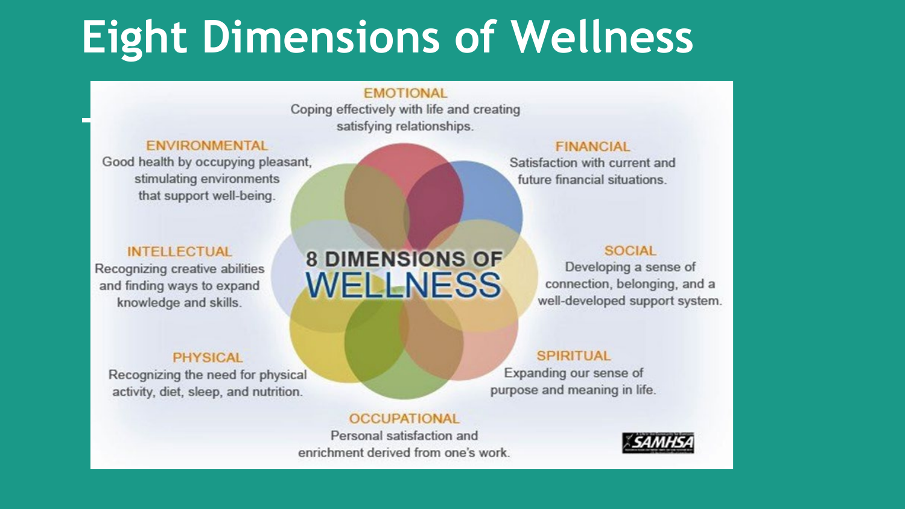# Eight Dimensions of Wellness

**EMOTIONAL**
Coping effectively with life and creating satisfying relationships.

**FINANCIAL**
Satisfaction with current and future financial situations.

**SOCIAL**
Developing a sense of connection, belonging, and a well-developed support system.

**SPIRITUAL**
Expanding our sense of purpose and meaning in life.

**OCCUPATIONAL**
Personal satisfaction and enrichment derived from one's work.

**PHYSICAL**
Recognizing the need for physical activity, diet, sleep, and nutrition.

**INTELLECTUAL**
Recognizing creative abilities and finding ways to expand knowledge and skills.

**ENVIRONMENTAL**
Good health by occupying pleasant, stimulating environments that support well-being.

8 DIMENSIONS OF WELLNESS

SAMHSA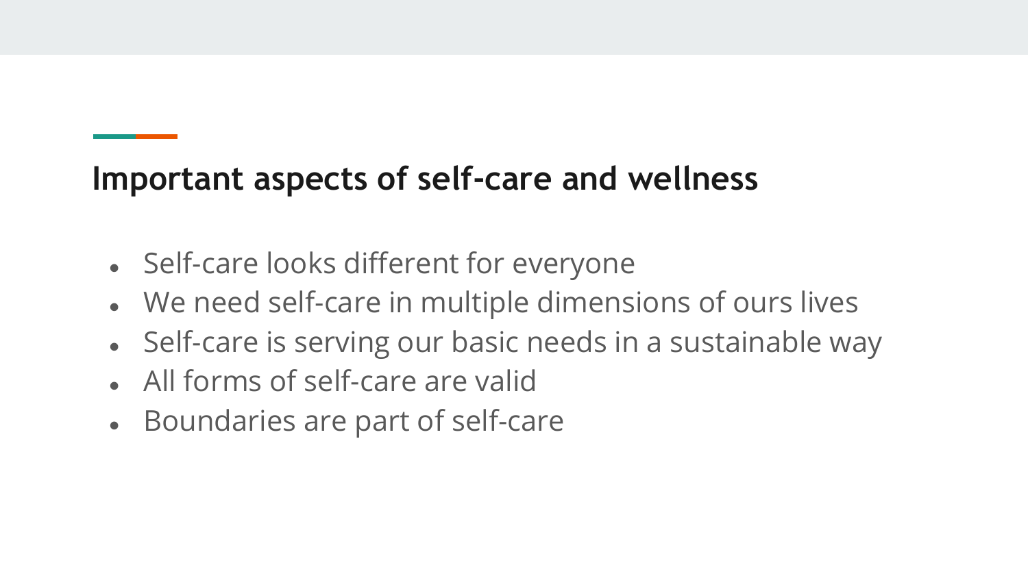## Important aspects of self-care and wellness

- Self-care looks different for everyone
- We need self-care in multiple dimensions of ours lives
- Self-care is serving our basic needs in a sustainable way
- All forms of self-care are valid
- Boundaries are part of self-care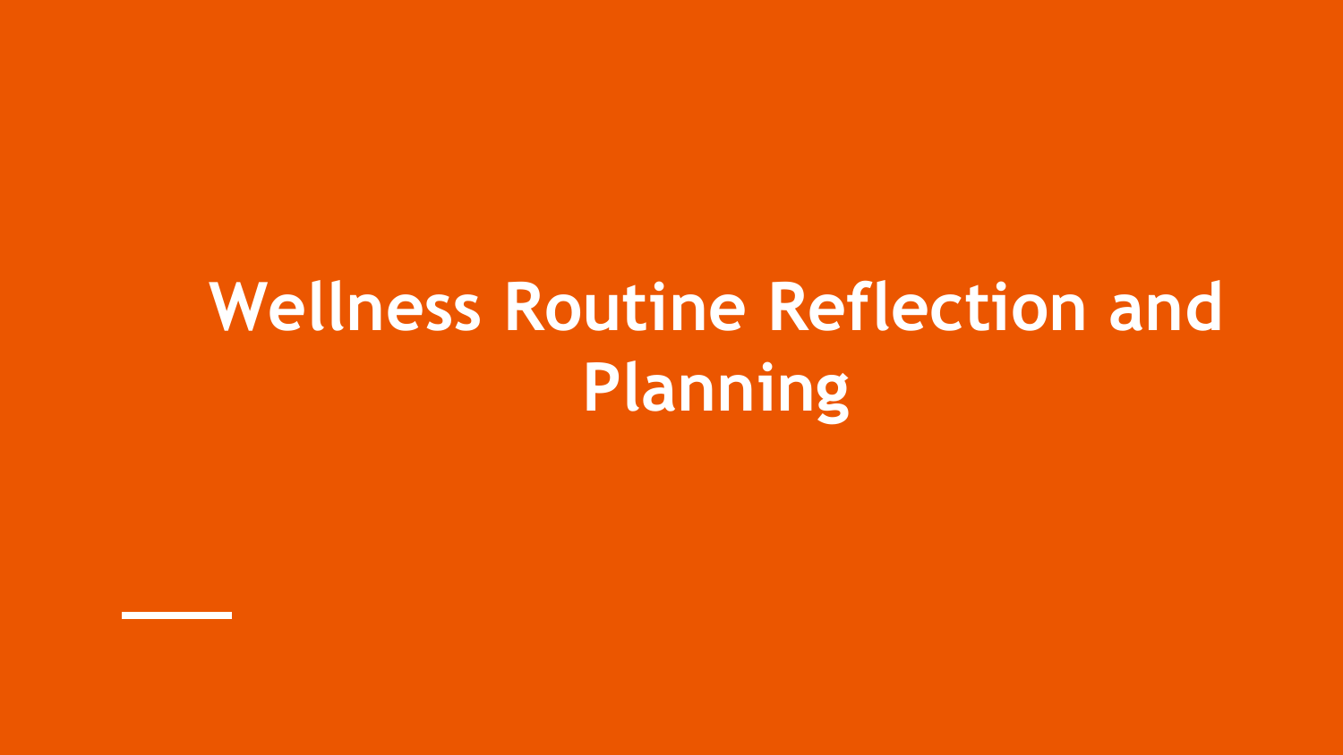# Wellness Routine Reflection and Planning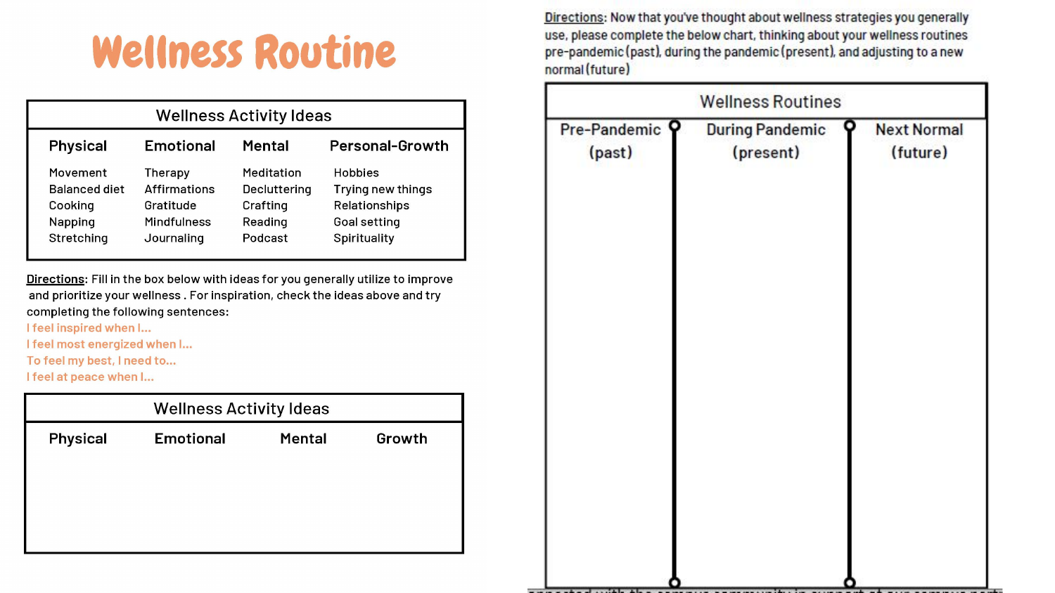# Wellness Routine

| Wellness Activity Ideas | | | |
|---|---|---|---|
| **Physical** | **Emotional** | **Mental** | **Personal-Growth** |
| Movement | Therapy | Meditation | Hobbies |
| Balanced diet | Affirmations | Decluttering | Trying new things |
| Cooking | Gratitude | Crafting | Relationships |
| Napping | Mindfulness | Reading | Goal setting |
| Stretching | Journaling | Podcast | Spirituality |

<u>Directions</u>: Fill in the box below with ideas for you generally utilize to improve and prioritize your wellness . For inspiration, check the ideas above and try completing the following sentences:

I feel inspired when I...
I feel most energized when I...
To feel my best, I need to...
I feel at peace when I...

| Wellness Activity Ideas | | | |
|---|---|---|---|
| **Physical** | **Emotional** | **Mental** | **Growth** |
| | | | |

<u>Directions</u>: Now that you've thought about wellness strategies you generally use, please complete the below chart, thinking about your wellness routines pre-pandemic (past), during the pandemic (present), and adjusting to a new normal (future)

| Wellness Routines | | |
|---|---|---|
| Pre-Pandemic (past) | During Pandemic (present) | Next Normal (future) |
| | | |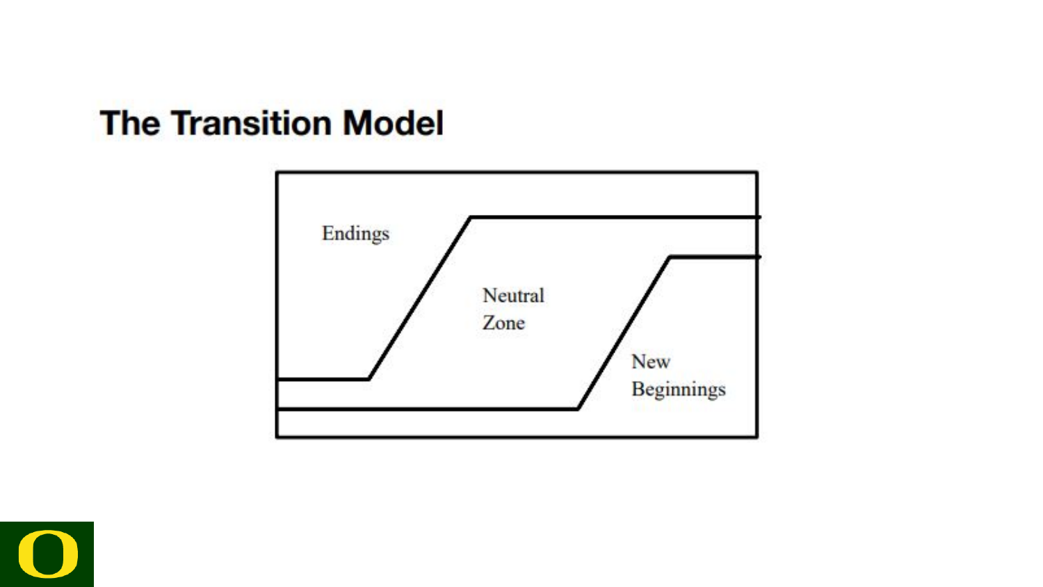## The Transition Model

Endings

Neutral
Zone

New
Beginnings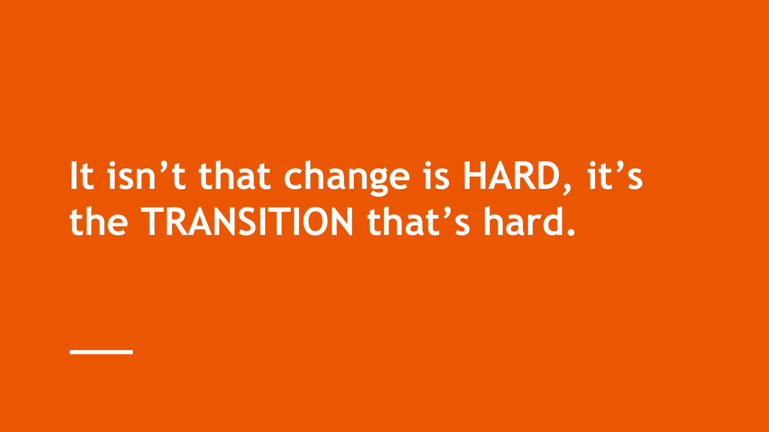# It isn’t that change is HARD, it’s the TRANSITION that’s hard.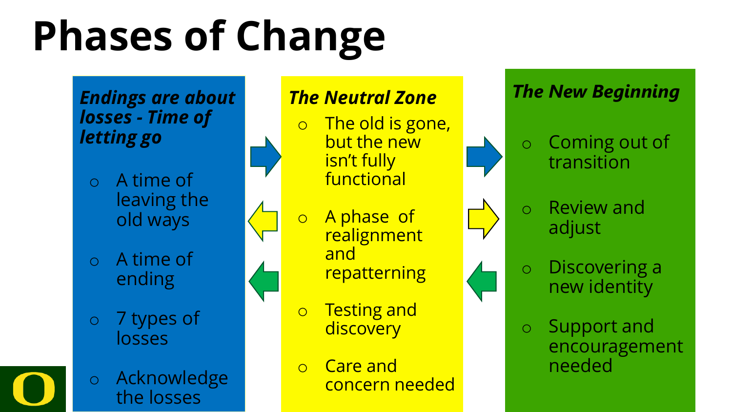# Phases of Change

***Endings are about losses - Time of letting go***

- A time of leaving the old ways
- A time of ending
- 7 types of losses
- Acknowledge the losses

***The Neutral Zone***

- The old is gone, but the new isn't fully functional
- A phase of realignment and repatterning
- Testing and discovery
- Care and concern needed

***The New Beginning***

- Coming out of transition
- Review and adjust
- Discovering a new identity
- Support and encouragement needed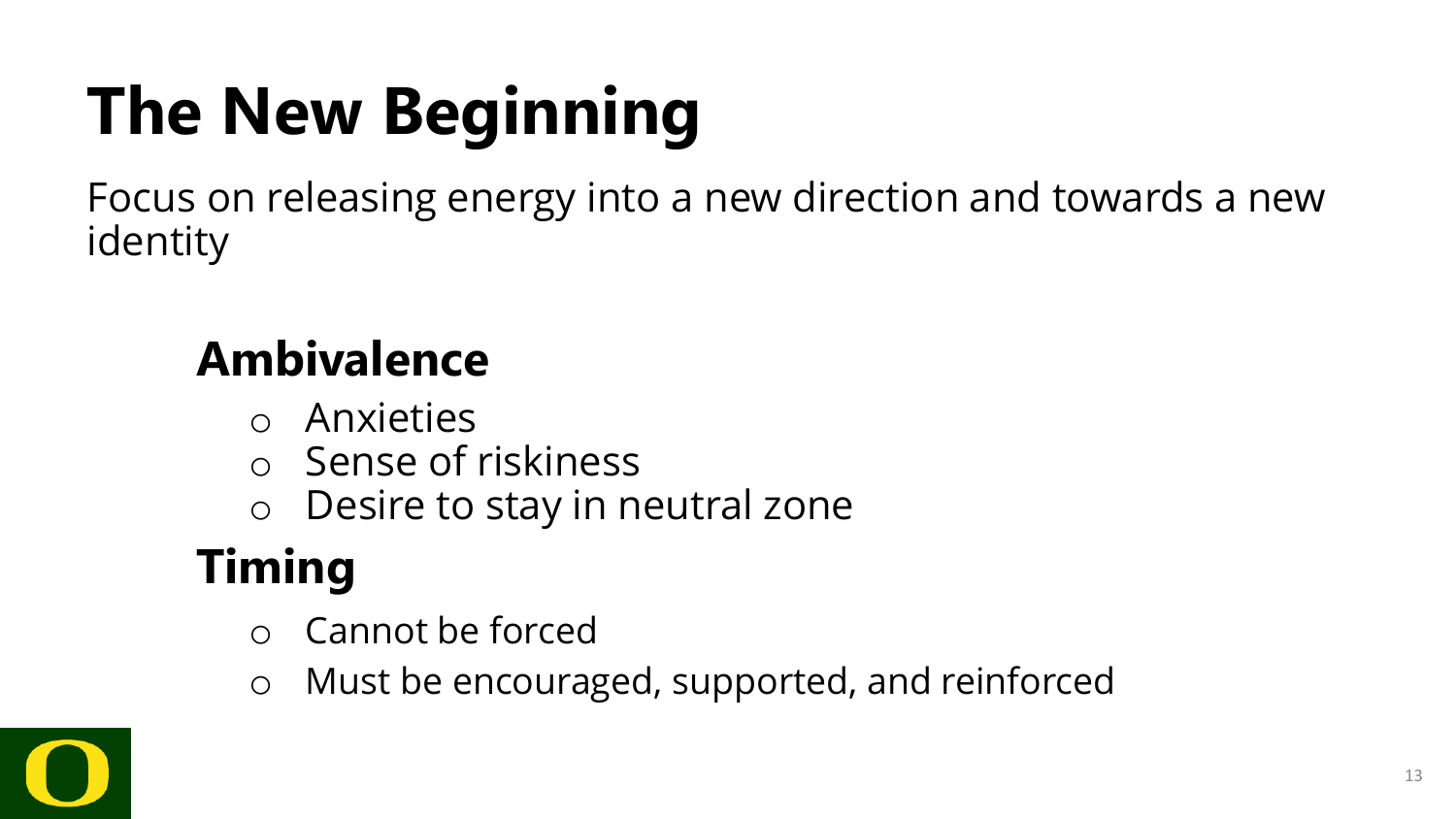# The New Beginning

Focus on releasing energy into a new direction and towards a new identity

## Ambivalence

- Anxieties
- Sense of riskiness
- Desire to stay in neutral zone

## Timing

- Cannot be forced
- Must be encouraged, supported, and reinforced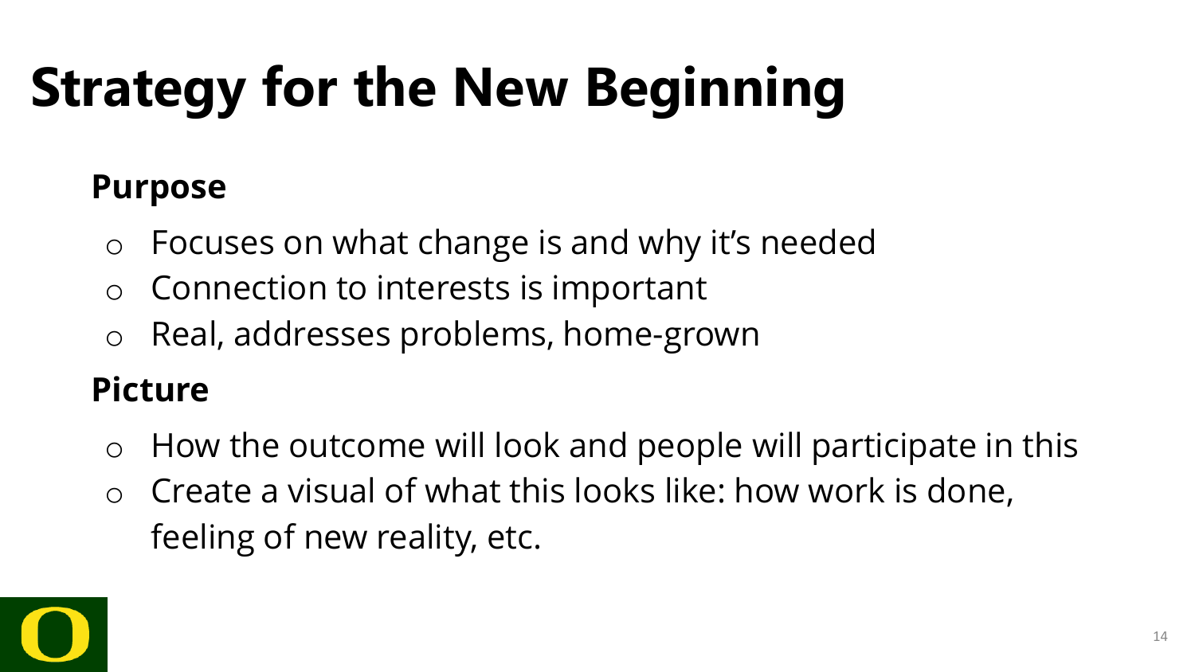# Strategy for the New Beginning

**Purpose**

- Focuses on what change is and why it's needed
- Connection to interests is important
- Real, addresses problems, home-grown

**Picture**

- How the outcome will look and people will participate in this
- Create a visual of what this looks like: how work is done, feeling of new reality, etc.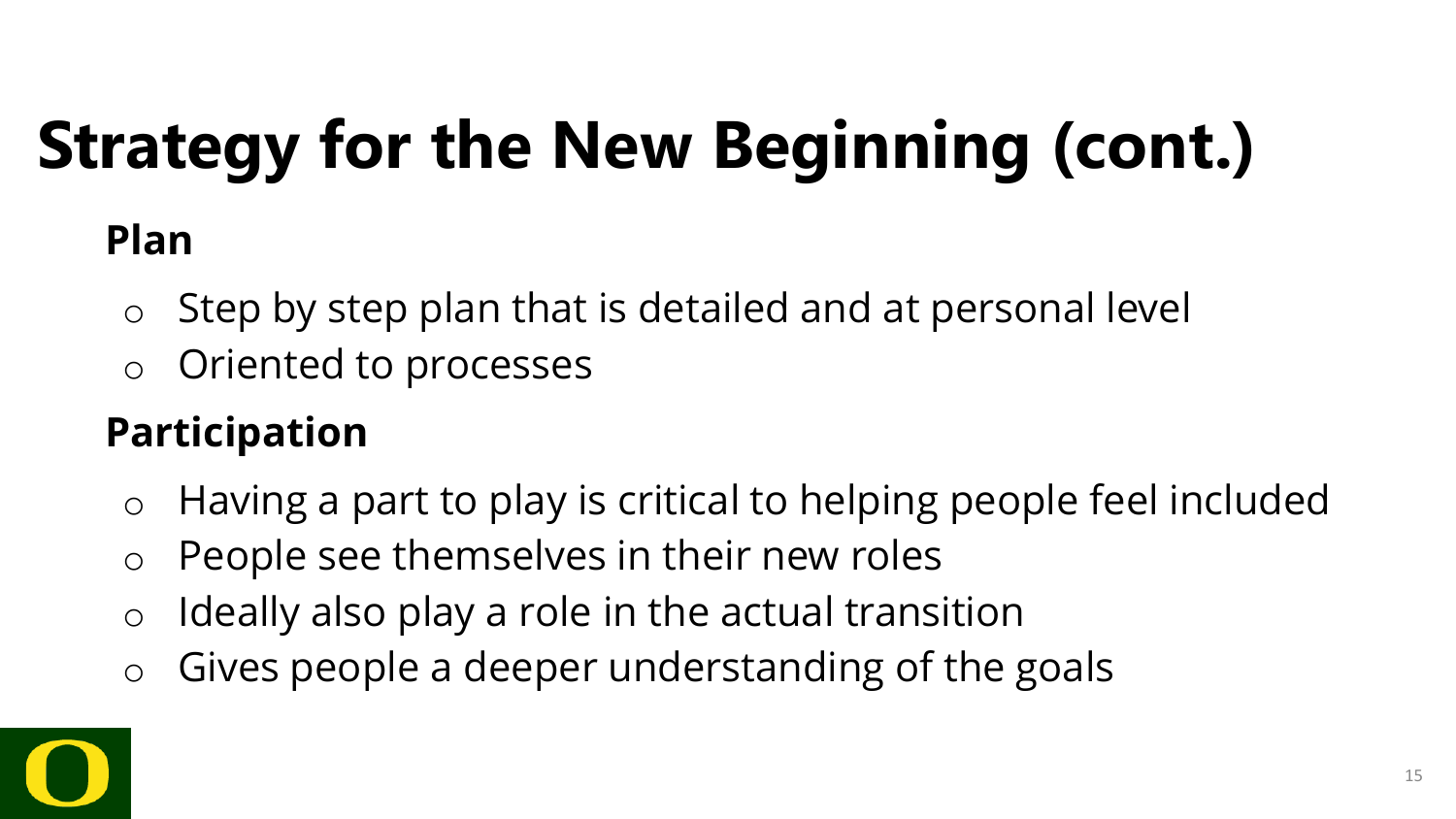# Strategy for the New Beginning (cont.)

**Plan**

- Step by step plan that is detailed and at personal level
- Oriented to processes

**Participation**

- Having a part to play is critical to helping people feel included
- People see themselves in their new roles
- Ideally also play a role in the actual transition
- Gives people a deeper understanding of the goals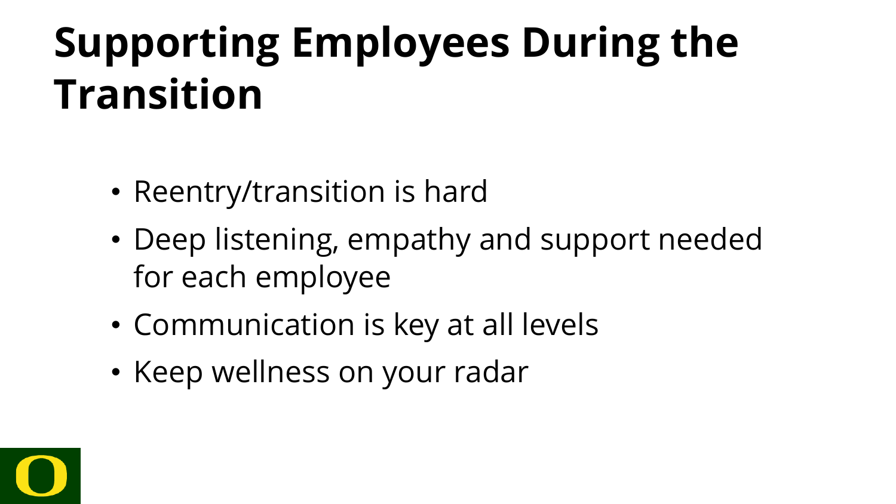# Supporting Employees During the Transition

- Reentry/transition is hard
- Deep listening, empathy and support needed for each employee
- Communication is key at all levels
- Keep wellness on your radar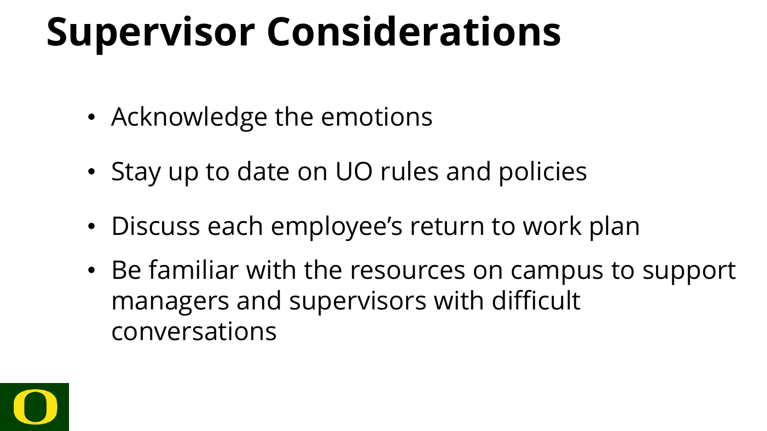# Supervisor Considerations

- Acknowledge the emotions
- Stay up to date on UO rules and policies
- Discuss each employee’s return to work plan
- Be familiar with the resources on campus to support managers and supervisors with difficult conversations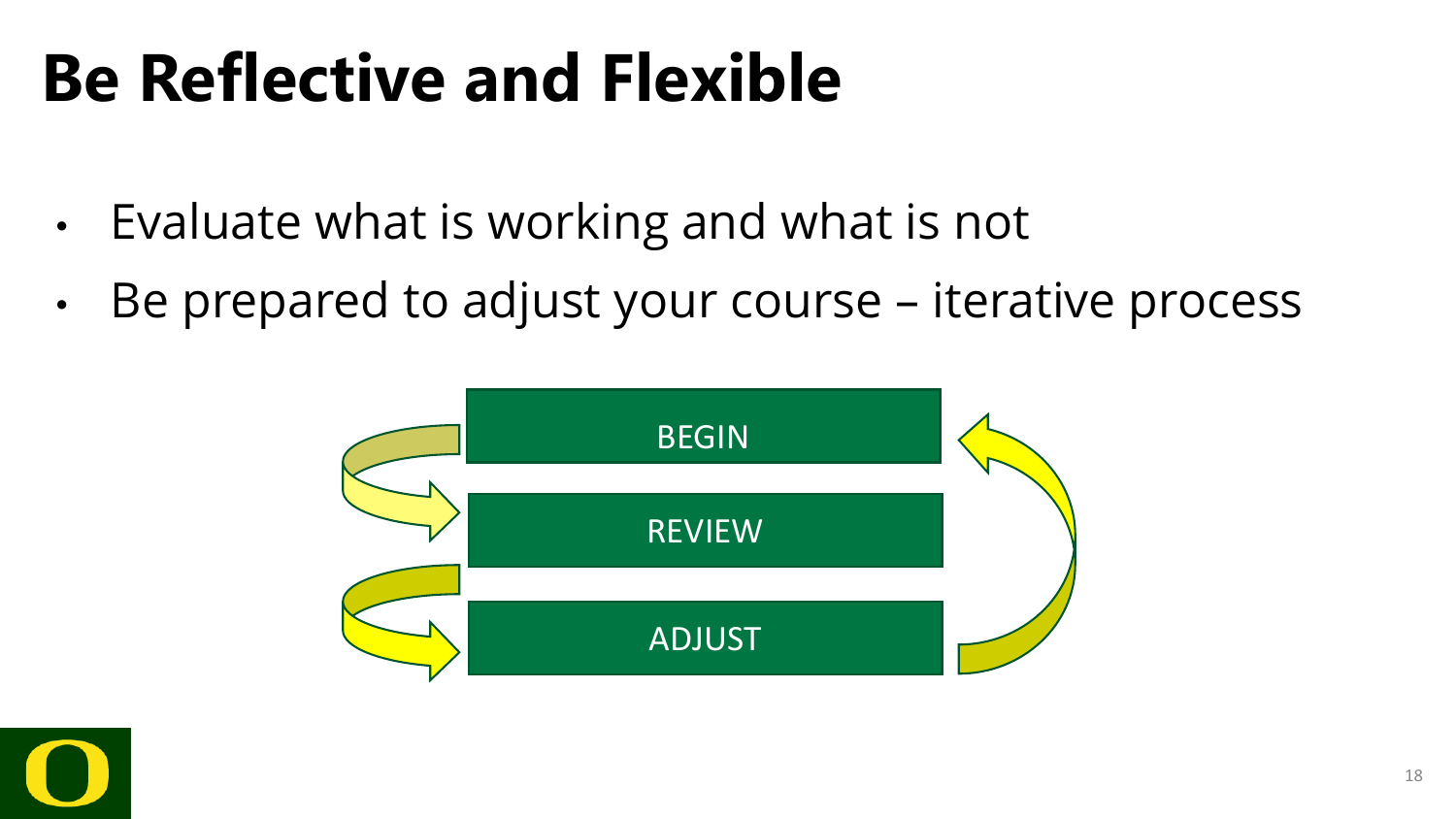# Be Reflective and Flexible

- Evaluate what is working and what is not
- Be prepared to adjust your course – iterative process

BEGIN

REVIEW

ADJUST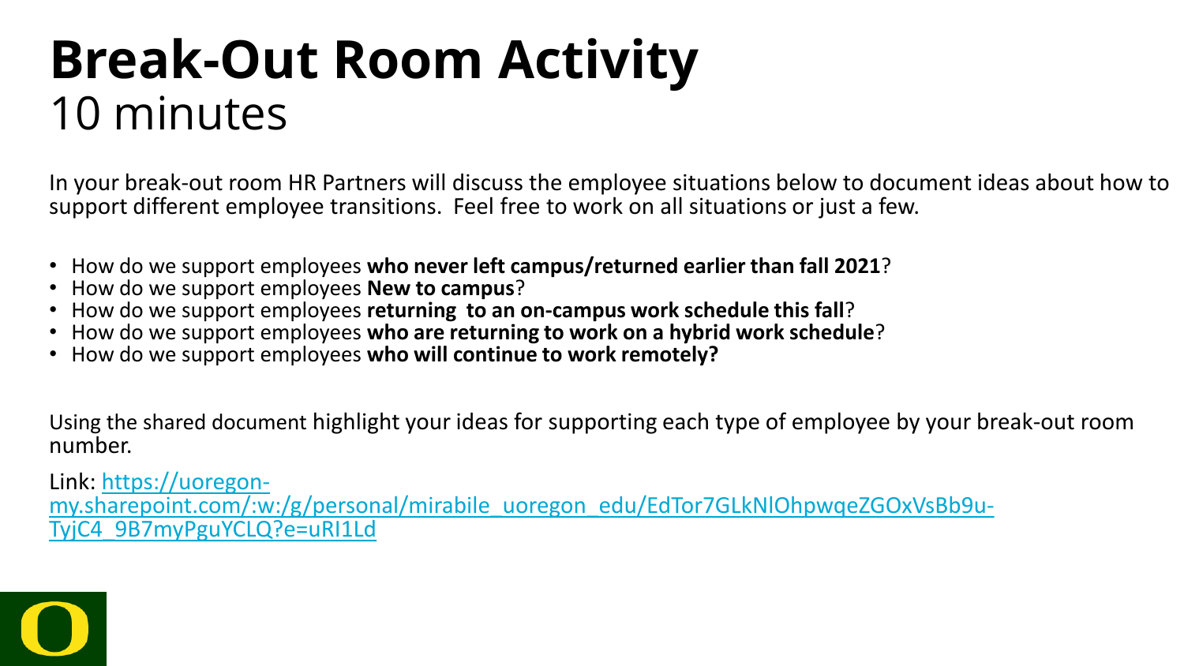# Break-Out Room Activity
10 minutes

In your break-out room HR Partners will discuss the employee situations below to document ideas about how to support different employee transitions. Feel free to work on all situations or just a few.

- How do we support employees **who never left campus/returned earlier than fall 2021**?
- How do we support employees **New to campus**?
- How do we support employees **returning to an on-campus work schedule this fall**?
- How do we support employees **who are returning to work on a hybrid work schedule**?
- How do we support employees **who will continue to work remotely?**

Using the shared document highlight your ideas for supporting each type of employee by your break-out room number.

Link: https://uoregon-my.sharepoint.com/:w:/g/personal/mirabile_uoregon_edu/EdTor7GLkNlOhpwqeZGOxVsBb9u-TyjC4_9B7myPguYCLQ?e=uRI1Ld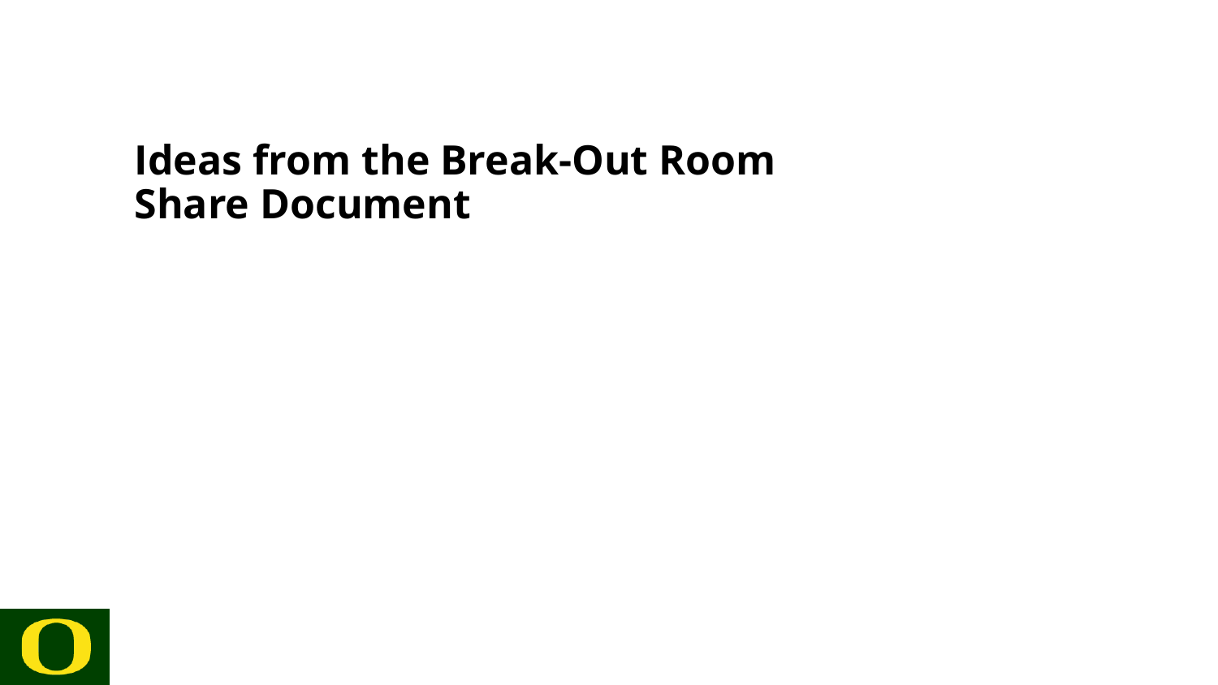# Ideas from the Break-Out Room Share Document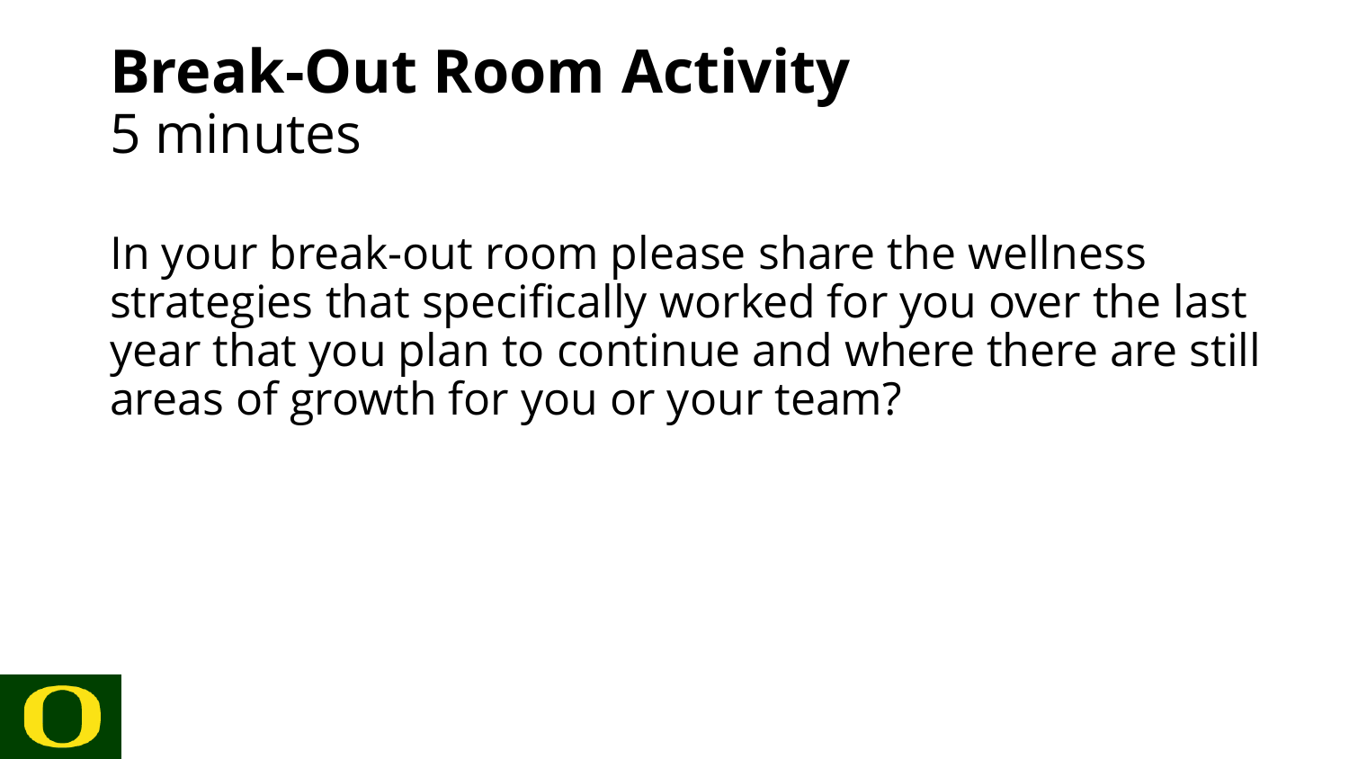# Break-Out Room Activity

5 minutes

In your break-out room please share the wellness strategies that specifically worked for you over the last year that you plan to continue and where there are still areas of growth for you or your team?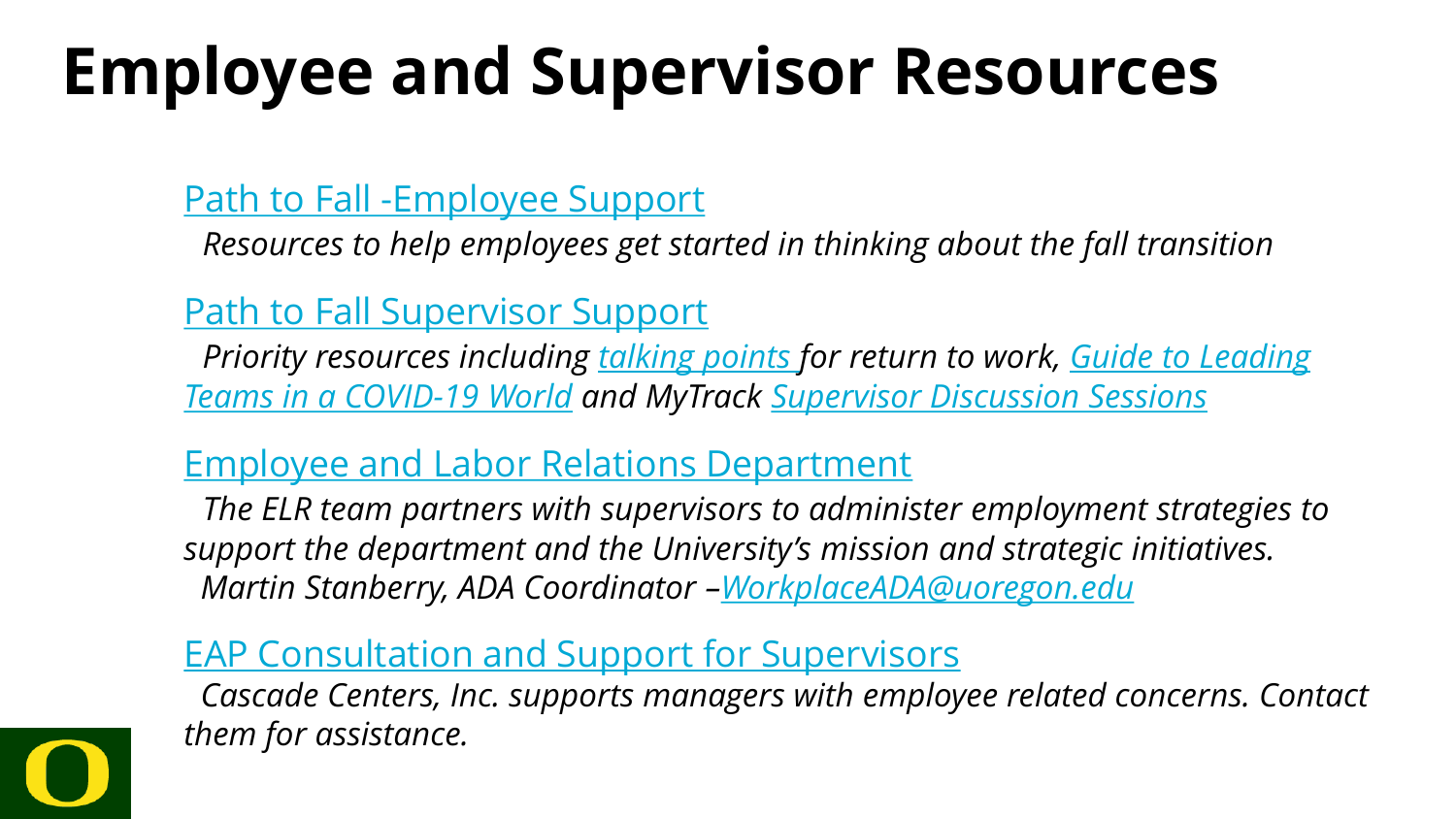# Employee and Supervisor Resources

Path to Fall -Employee Support

*Resources to help employees get started in thinking about the fall transition*

Path to Fall Supervisor Support

*Priority resources including talking points for return to work, Guide to Leading Teams in a COVID-19 World and MyTrack Supervisor Discussion Sessions*

Employee and Labor Relations Department

*The ELR team partners with supervisors to administer employment strategies to support the department and the University's mission and strategic initiatives.*
*Martin Stanberry, ADA Coordinator –WorkplaceADA@uoregon.edu*

EAP Consultation and Support for Supervisors

*Cascade Centers, Inc. supports managers with employee related concerns. Contact them for assistance.*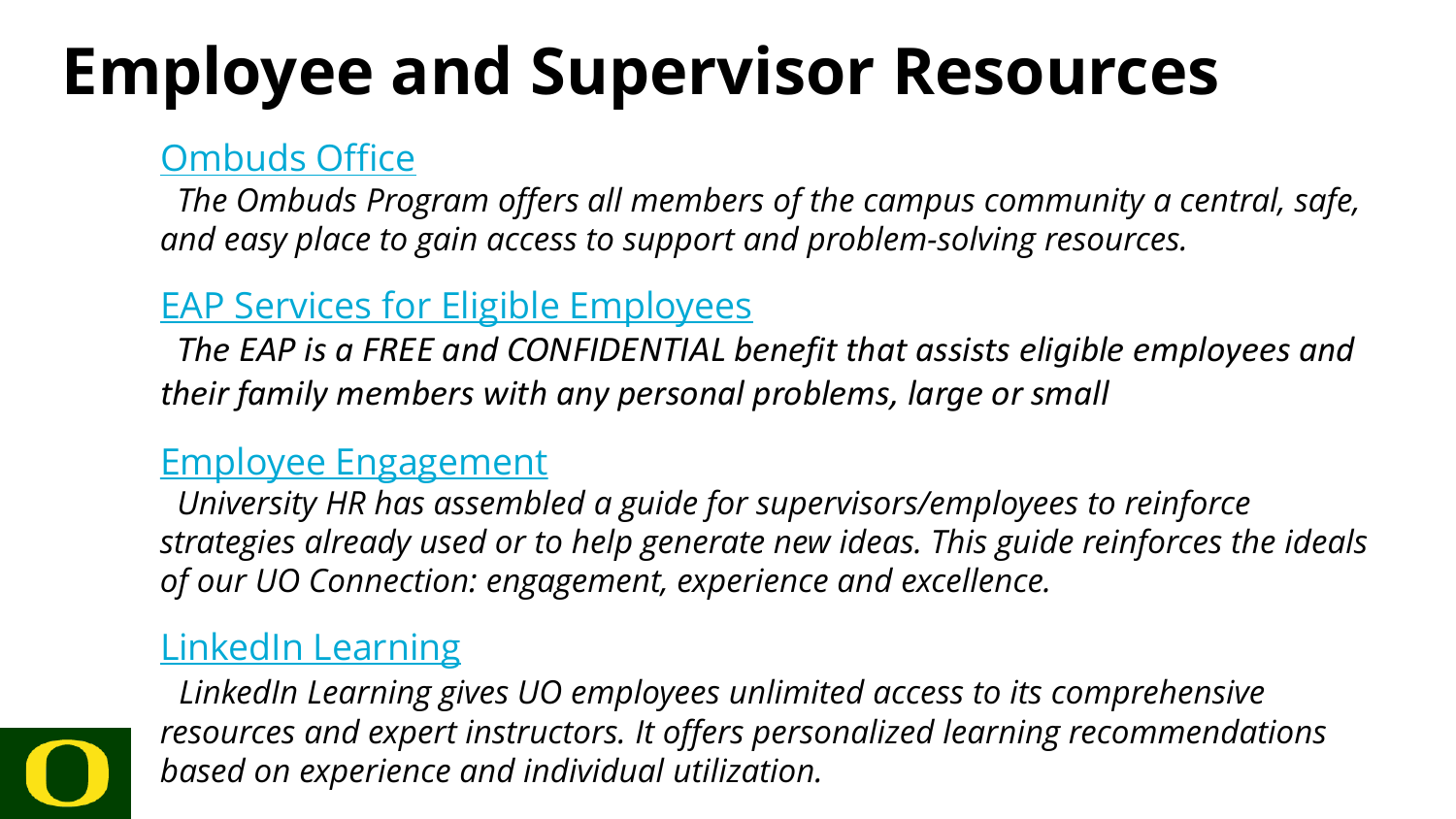# Employee and Supervisor Resources

Ombuds Office

*The Ombuds Program offers all members of the campus community a central, safe, and easy place to gain access to support and problem-solving resources.*

EAP Services for Eligible Employees

*The EAP is a FREE and CONFIDENTIAL benefit that assists eligible employees and their family members with any personal problems, large or small*

Employee Engagement

*University HR has assembled a guide for supervisors/employees to reinforce strategies already used or to help generate new ideas. This guide reinforces the ideals of our UO Connection: engagement, experience and excellence.*

LinkedIn Learning

*LinkedIn Learning gives UO employees unlimited access to its comprehensive resources and expert instructors. It offers personalized learning recommendations based on experience and individual utilization.*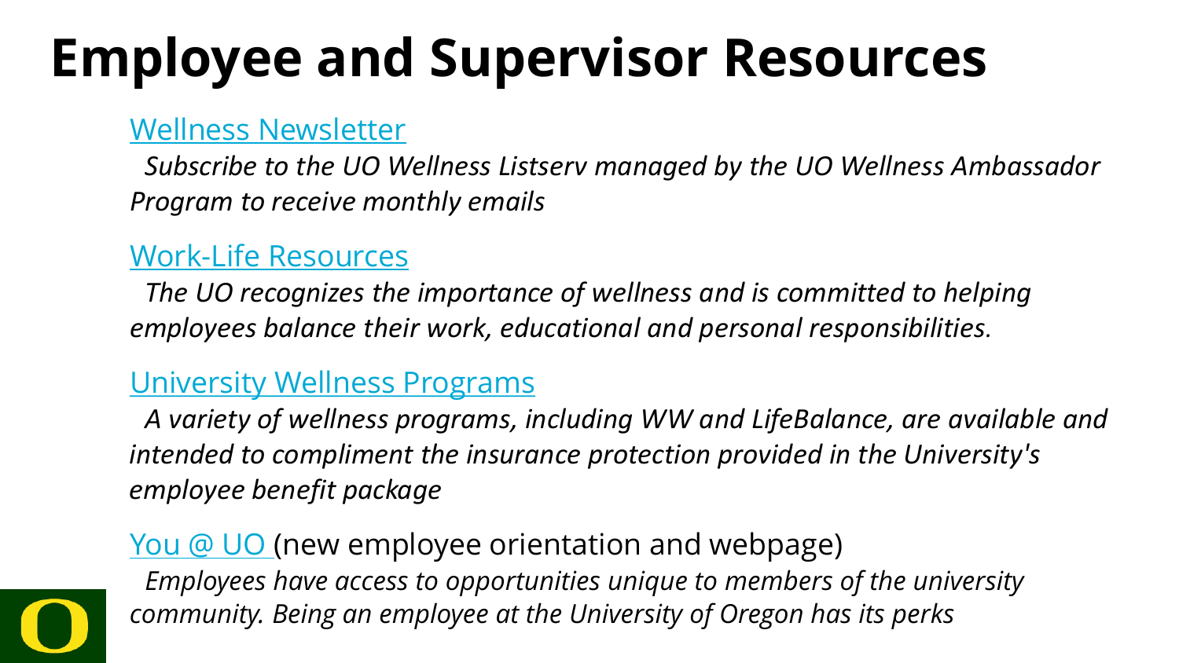# Employee and Supervisor Resources

Wellness Newsletter

*Subscribe to the UO Wellness Listserv managed by the UO Wellness Ambassador Program to receive monthly emails*

Work-Life Resources

*The UO recognizes the importance of wellness and is committed to helping employees balance their work, educational and personal responsibilities.*

University Wellness Programs

*A variety of wellness programs, including WW and LifeBalance, are available and intended to compliment the insurance protection provided in the University's employee benefit package*

You @ UO (new employee orientation and webpage)

*Employees have access to opportunities unique to members of the university community. Being an employee at the University of Oregon has its perks*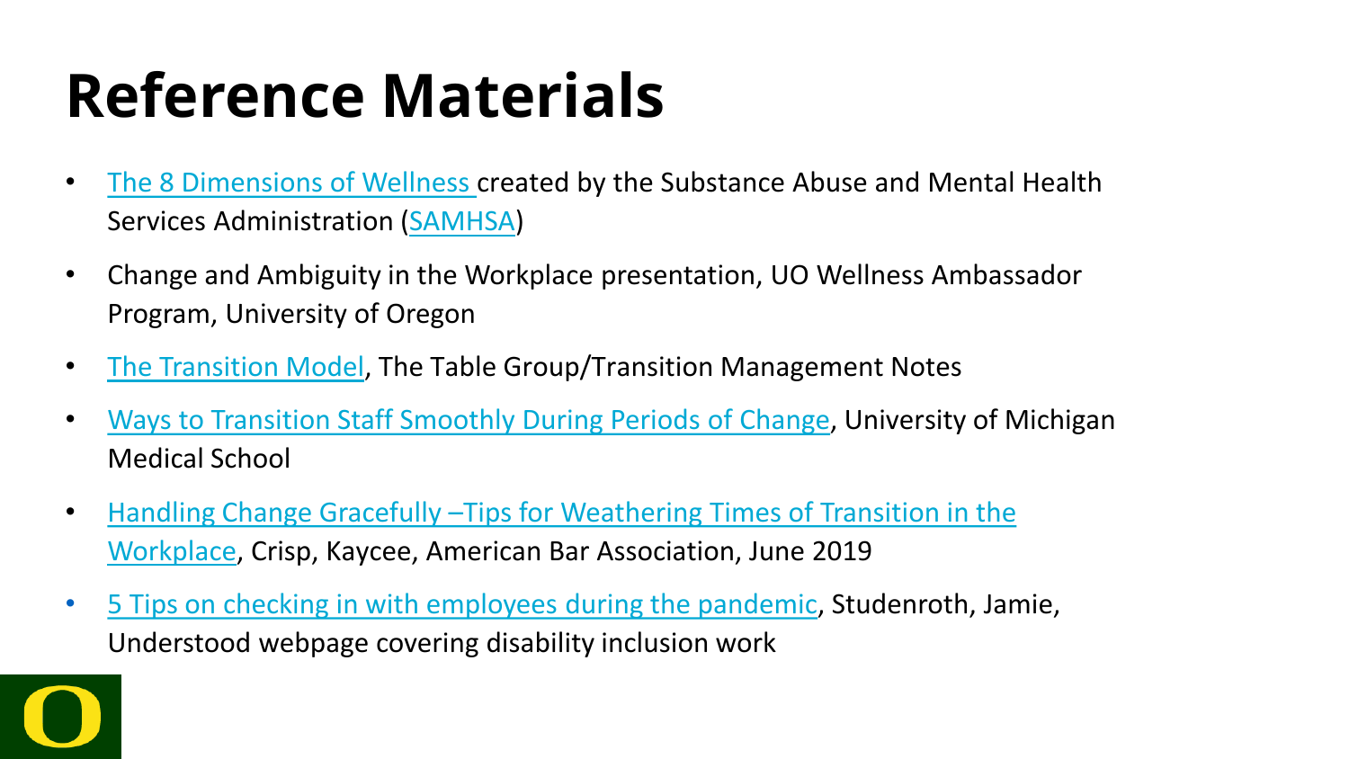# Reference Materials

- The 8 Dimensions of Wellness created by the Substance Abuse and Mental Health Services Administration (SAMHSA)
- Change and Ambiguity in the Workplace presentation, UO Wellness Ambassador Program, University of Oregon
- The Transition Model, The Table Group/Transition Management Notes
- Ways to Transition Staff Smoothly During Periods of Change, University of Michigan Medical School
- Handling Change Gracefully –Tips for Weathering Times of Transition in the Workplace, Crisp, Kaycee, American Bar Association, June 2019
- 5 Tips on checking in with employees during the pandemic, Studenroth, Jamie, Understood webpage covering disability inclusion work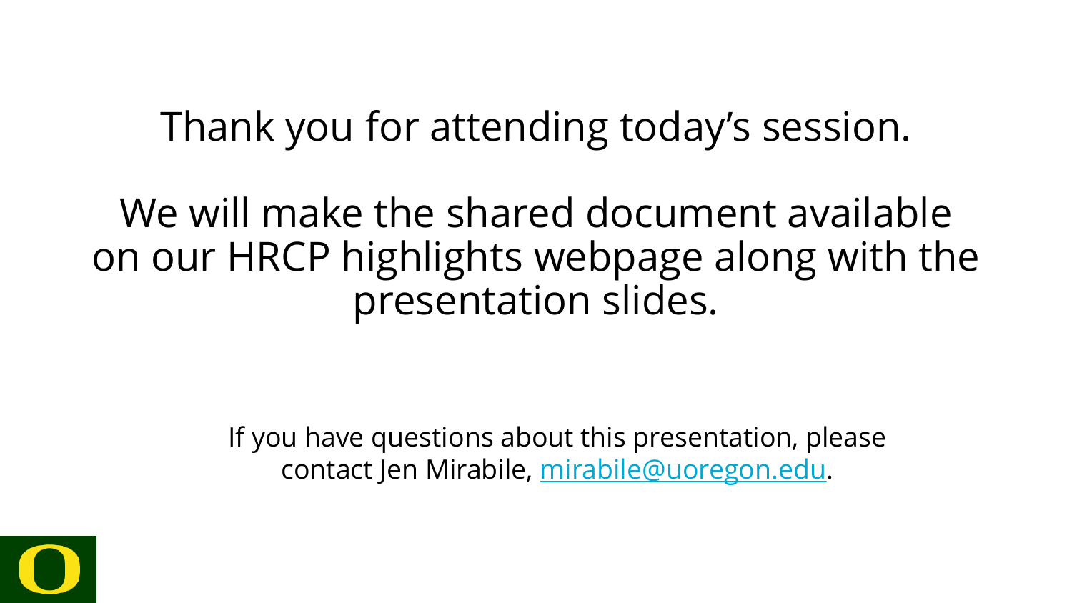Thank you for attending today's session.

We will make the shared document available on our HRCP highlights webpage along with the presentation slides.

If you have questions about this presentation, please contact Jen Mirabile, mirabile@uoregon.edu.